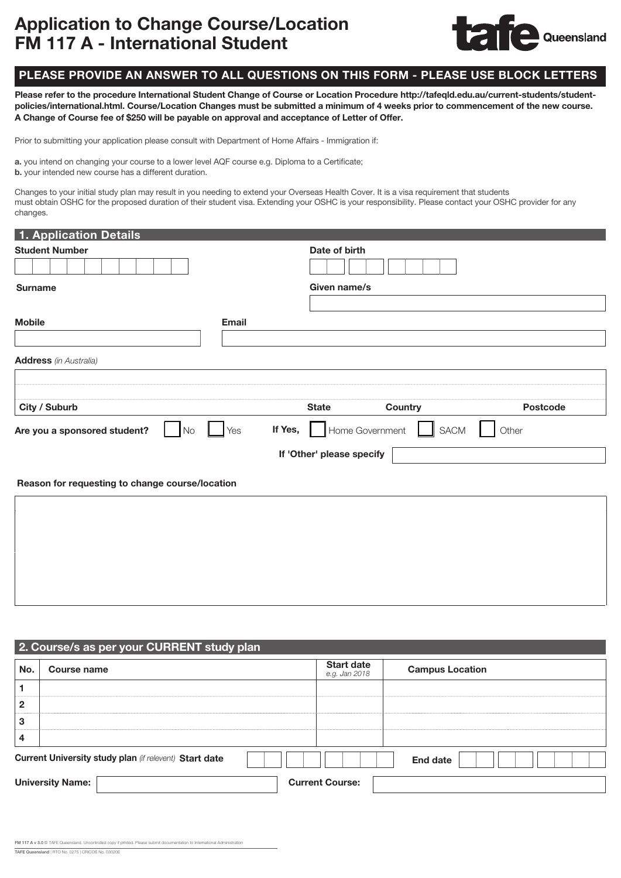# Application to Change Course/Location
# FM 117 A - International Student

tafe Queensland

## PLEASE PROVIDE AN ANSWER TO ALL QUESTIONS ON THIS FORM - PLEASE USE BLOCK LETTERS

**Please refer to the procedure International Student Change of Course or Location Procedure http://tafeqld.edu.au/current-students/student-policies/international.html. Course/Location Changes must be submitted a minimum of 4 weeks prior to commencement of the new course. A Change of Course fee of $250 will be payable on approval and acceptance of Letter of Offer.**

Prior to submitting your application please consult with Department of Home Affairs - Immigration if:

**a.** you intend on changing your course to a lower level AQF course e.g. Diploma to a Certificate;
**b.** your intended new course has a different duration.

Changes to your initial study plan may result in you needing to extend your Overseas Health Cover. It is a visa requirement that students must obtain OSHC for the proposed duration of their student visa. Extending your OSHC is your responsibility. Please contact your OSHC provider for any changes.

## 1. Application Details

**Student Number**

**Date of birth**

**Surname**

**Given name/s**

**Mobile**

**Email**

**Address** *(in Australia)*

**City / Suburb** | **State** | **Country** | **Postcode**

**Are you a sponsored student?** ☐ No ☐ Yes **If Yes,** ☐ Home Government ☐ SACM ☐ Other

**If 'Other' please specify**

**Reason for requesting to change course/location**

## 2. Course/s as per your CURRENT study plan

| No. | Course name | Start date *e.g. Jan 2018* | Campus Location |
|---|---|---|---|
| 1 | | | |
| 2 | | | |
| 3 | | | |
| 4 | | | |

**Current University study plan** *(if relevent)* **Start date** **End date**

**University Name:** **Current Course:**

FM 117 A v 3.0 © TAFE Queensland. Uncontrolled copy if printed. Please submit documentation to International Administration

TAFE Queensland | RTO No. 0275 | CRICOS No. 03020E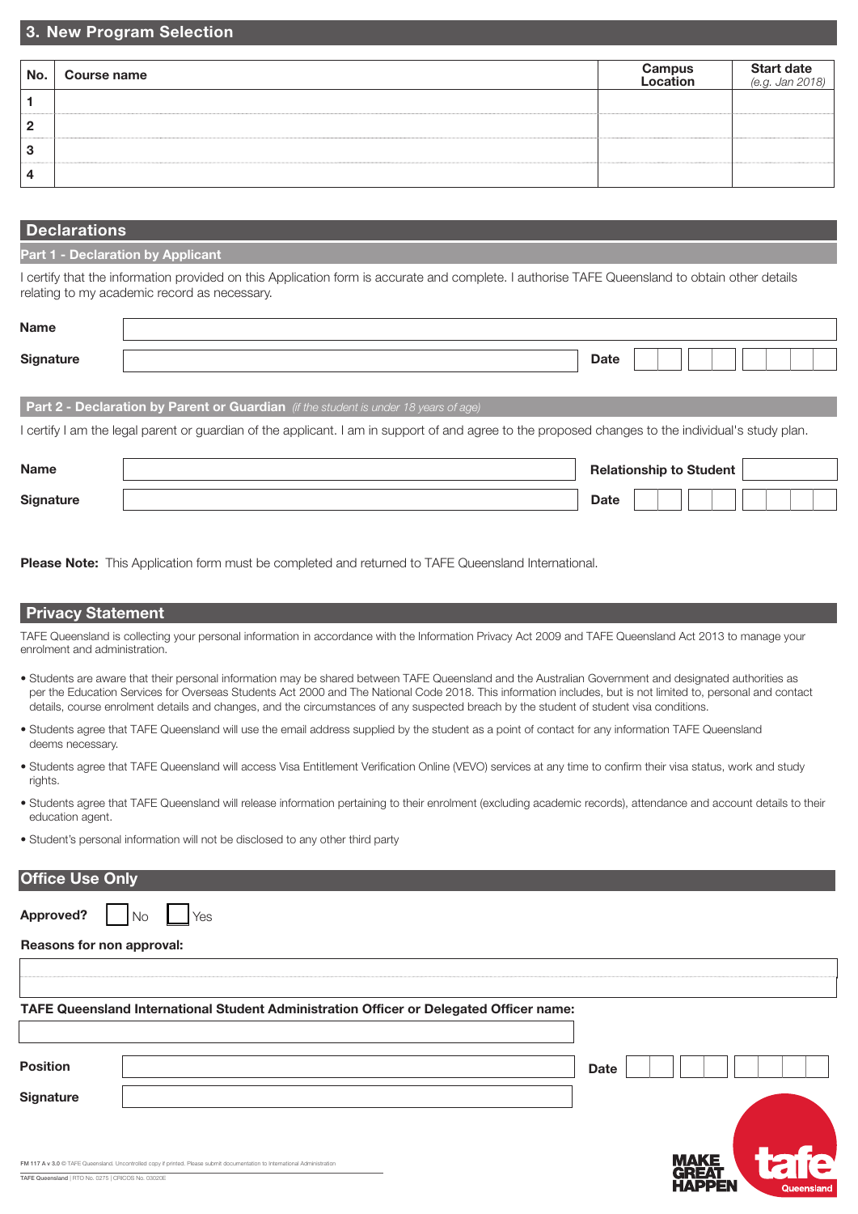## 3. New Program Selection

| No. | Course name | Campus Location | Start date *(e.g. Jan 2018)* |
|---|---|---|---|
| 1 | | | |
| 2 | | | |
| 3 | | | |
| 4 | | | |

## Declarations

### Part 1 - Declaration by Applicant

I certify that the information provided on this Application form is accurate and complete. I authorise TAFE Queensland to obtain other details relating to my academic record as necessary.

**Name**

**Signature** **Date**

### Part 2 - Declaration by Parent or Guardian *(if the student is under 18 years of age)*

I certify I am the legal parent or guardian of the applicant. I am in support of and agree to the proposed changes to the individual's study plan.

**Name** **Relationship to Student**

**Signature** **Date**

**Please Note:** This Application form must be completed and returned to TAFE Queensland International.

## Privacy Statement

TAFE Queensland is collecting your personal information in accordance with the Information Privacy Act 2009 and TAFE Queensland Act 2013 to manage your enrolment and administration.

- Students are aware that their personal information may be shared between TAFE Queensland and the Australian Government and designated authorities as per the Education Services for Overseas Students Act 2000 and The National Code 2018. This information includes, but is not limited to, personal and contact details, course enrolment details and changes, and the circumstances of any suspected breach by the student of student visa conditions.
- Students agree that TAFE Queensland will use the email address supplied by the student as a point of contact for any information TAFE Queensland deems necessary.
- Students agree that TAFE Queensland will access Visa Entitlement Verification Online (VEVO) services at any time to confirm their visa status, work and study rights.
- Students agree that TAFE Queensland will release information pertaining to their enrolment (excluding academic records), attendance and account details to their education agent.
- Student's personal information will not be disclosed to any other third party

## Office Use Only

**Approved?** ☐ No ☐ Yes

**Reasons for non approval:**

**TAFE Queensland International Student Administration Officer or Delegated Officer name:**

**Position** **Date**

**Signature**

FM 117 A v 3.0 © TAFE Queensland. Uncontrolled copy if printed. Please submit documentation to International Administration

TAFE Queensland | RTO No. 0275 | CRICOS No. 03020E

MAKE GREAT HAPPEN tafe Queensland